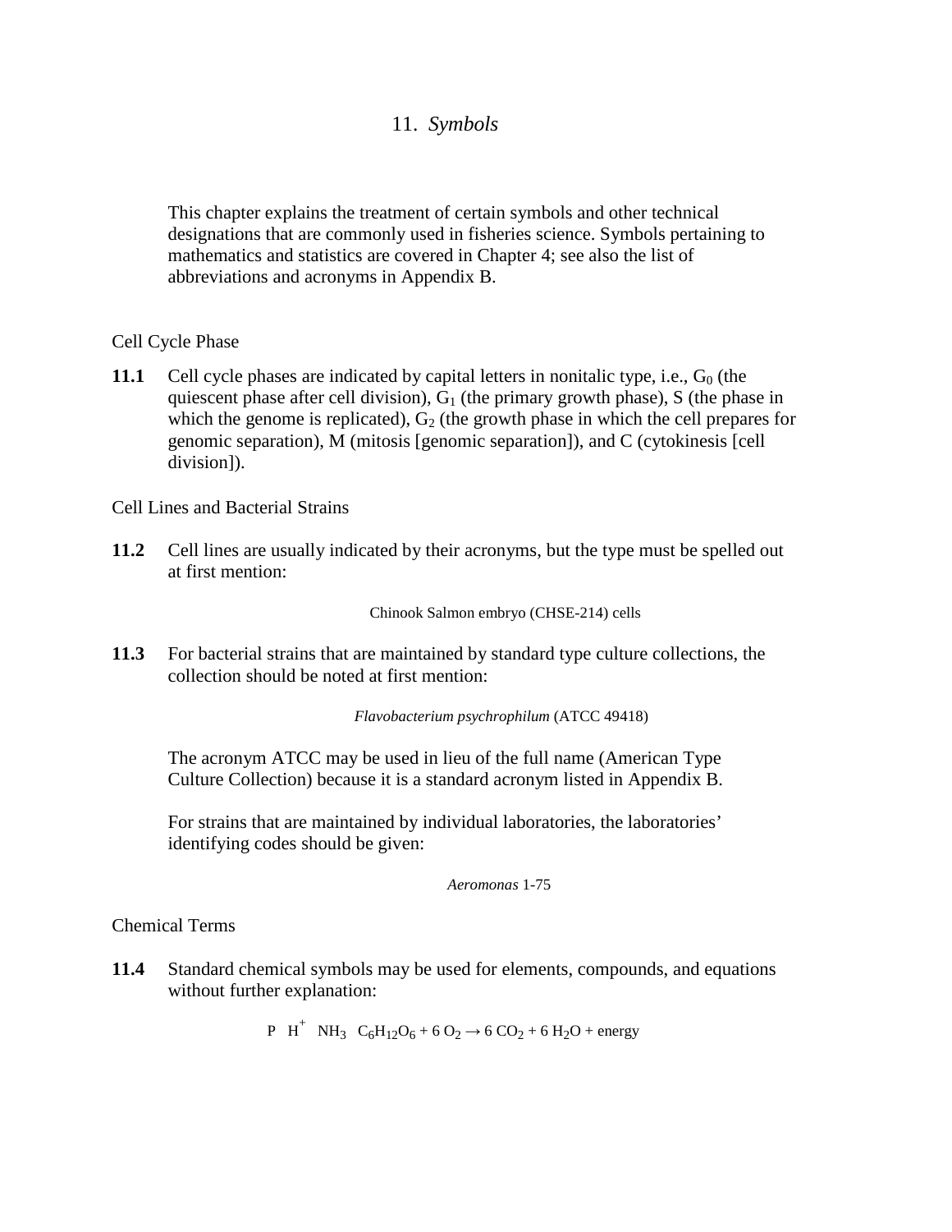# 11. *Symbols*

This chapter explains the treatment of certain symbols and other technical designations that are commonly used in fisheries science. Symbols pertaining to mathematics and statistics are covered in Chapter 4; see also the list of abbreviations and acronyms in Appendix B.

## Cell Cycle Phase

**11.1** Cell cycle phases are indicated by capital letters in nonitalic type, i.e., $G_0$ (the quiescent phase after cell division), $G_1$ (the primary growth phase), S (the phase in which the genome is replicated), $G_2$ (the growth phase in which the cell prepares for genomic separation), M (mitosis [genomic separation]), and C (cytokinesis [cell division]).

## Cell Lines and Bacterial Strains

**11.2** Cell lines are usually indicated by their acronyms, but the type must be spelled out at first mention:

Chinook Salmon embryo (CHSE-214) cells

**11.3** For bacterial strains that are maintained by standard type culture collections, the collection should be noted at first mention:

*Flavobacterium psychrophilum* (ATCC 49418)

The acronym ATCC may be used in lieu of the full name (American Type Culture Collection) because it is a standard acronym listed in Appendix B.

For strains that are maintained by individual laboratories, the laboratories' identifying codes should be given:

*Aeromonas* 1-75

## Chemical Terms

**11.4** Standard chemical symbols may be used for elements, compounds, and equations without further explanation:

P $H^+$ $NH_3$ $C_6H_{12}O_6 + 6\ O_2 \rightarrow 6\ CO_2 + 6\ H_2O$ + energy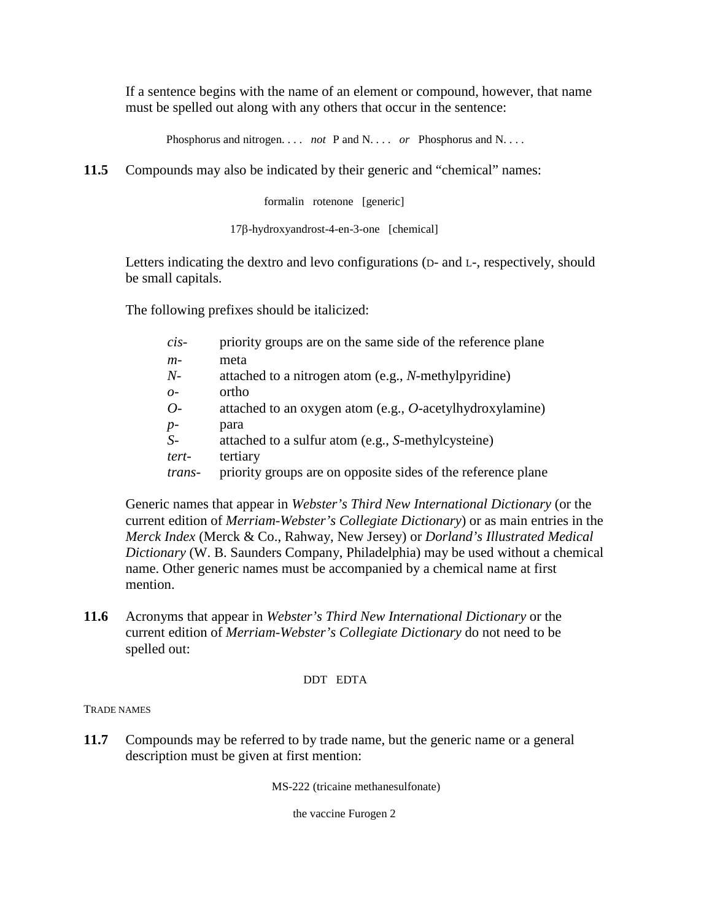If a sentence begins with the name of an element or compound, however, that name must be spelled out along with any others that occur in the sentence:

Phosphorus and nitrogen. . . . *not* P and N. . . . *or* Phosphorus and N. . . .

**11.5** Compounds may also be indicated by their generic and "chemical" names:

formalin rotenone [generic]

17β-hydroxyandrost-4-en-3-one [chemical]

Letters indicating the dextro and levo configurations (D- and L-, respectively, should be small capitals.

The following prefixes should be italicized:

| | |
|---|---|
| *cis-* | priority groups are on the same side of the reference plane |
| *m-* | meta |
| *N-* | attached to a nitrogen atom (e.g., *N*-methylpyridine) |
| *o-* | ortho |
| *O-* | attached to an oxygen atom (e.g., *O*-acetylhydroxylamine) |
| *p-* | para |
| *S-* | attached to a sulfur atom (e.g., *S*-methylcysteine) |
| *tert-* | tertiary |
| *trans-* | priority groups are on opposite sides of the reference plane |

Generic names that appear in *Webster's Third New International Dictionary* (or the current edition of *Merriam-Webster's Collegiate Dictionary*) or as main entries in the *Merck Index* (Merck & Co., Rahway, New Jersey) or *Dorland's Illustrated Medical Dictionary* (W. B. Saunders Company, Philadelphia) may be used without a chemical name. Other generic names must be accompanied by a chemical name at first mention.

**11.6** Acronyms that appear in *Webster's Third New International Dictionary* or the current edition of *Merriam-Webster's Collegiate Dictionary* do not need to be spelled out:

DDT EDTA

TRADE NAMES

**11.7** Compounds may be referred to by trade name, but the generic name or a general description must be given at first mention:

MS-222 (tricaine methanesulfonate)

the vaccine Furogen 2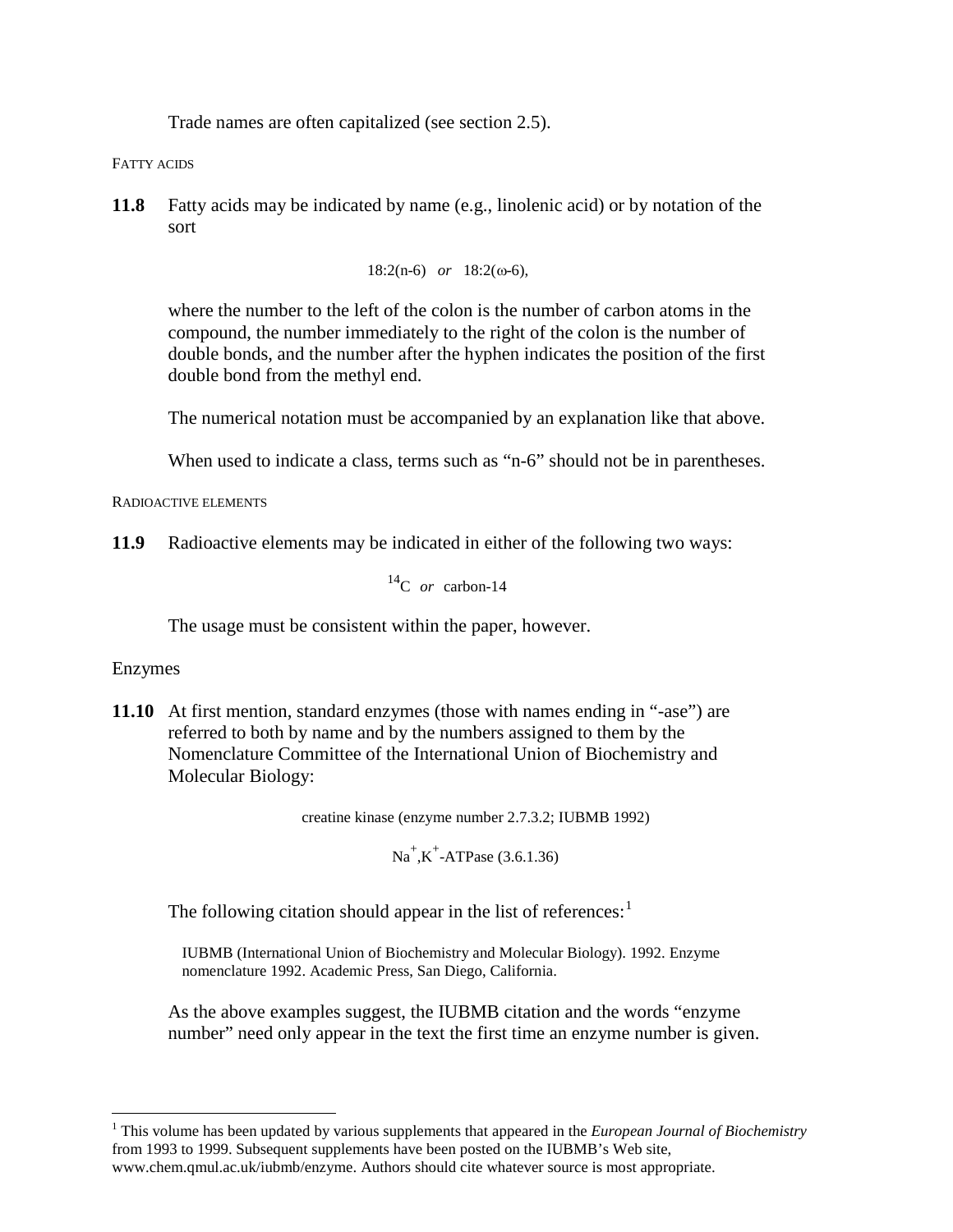Trade names are often capitalized (see section 2.5).

### Fatty acids

**11.8** Fatty acids may be indicated by name (e.g., linolenic acid) or by notation of the sort

18:2(n-6) *or* 18:2(ω-6),

where the number to the left of the colon is the number of carbon atoms in the compound, the number immediately to the right of the colon is the number of double bonds, and the number after the hyphen indicates the position of the first double bond from the methyl end.

The numerical notation must be accompanied by an explanation like that above.

When used to indicate a class, terms such as "n-6" should not be in parentheses.

### Radioactive elements

**11.9** Radioactive elements may be indicated in either of the following two ways:

$^{14}C$ *or* carbon-14

The usage must be consistent within the paper, however.

## Enzymes

**11.10** At first mention, standard enzymes (those with names ending in "-ase") are referred to both by name and by the numbers assigned to them by the Nomenclature Committee of the International Union of Biochemistry and Molecular Biology:

creatine kinase (enzyme number 2.7.3.2; IUBMB 1992)

$Na^{+}$,$K^{+}$-ATPase (3.6.1.36)

The following citation should appear in the list of references:[1]

IUBMB (International Union of Biochemistry and Molecular Biology). 1992. Enzyme nomenclature 1992. Academic Press, San Diego, California.

As the above examples suggest, the IUBMB citation and the words "enzyme number" need only appear in the text the first time an enzyme number is given.

---

[1] This volume has been updated by various supplements that appeared in the *European Journal of Biochemistry* from 1993 to 1999. Subsequent supplements have been posted on the IUBMB's Web site, www.chem.qmul.ac.uk/iubmb/enzyme. Authors should cite whatever source is most appropriate.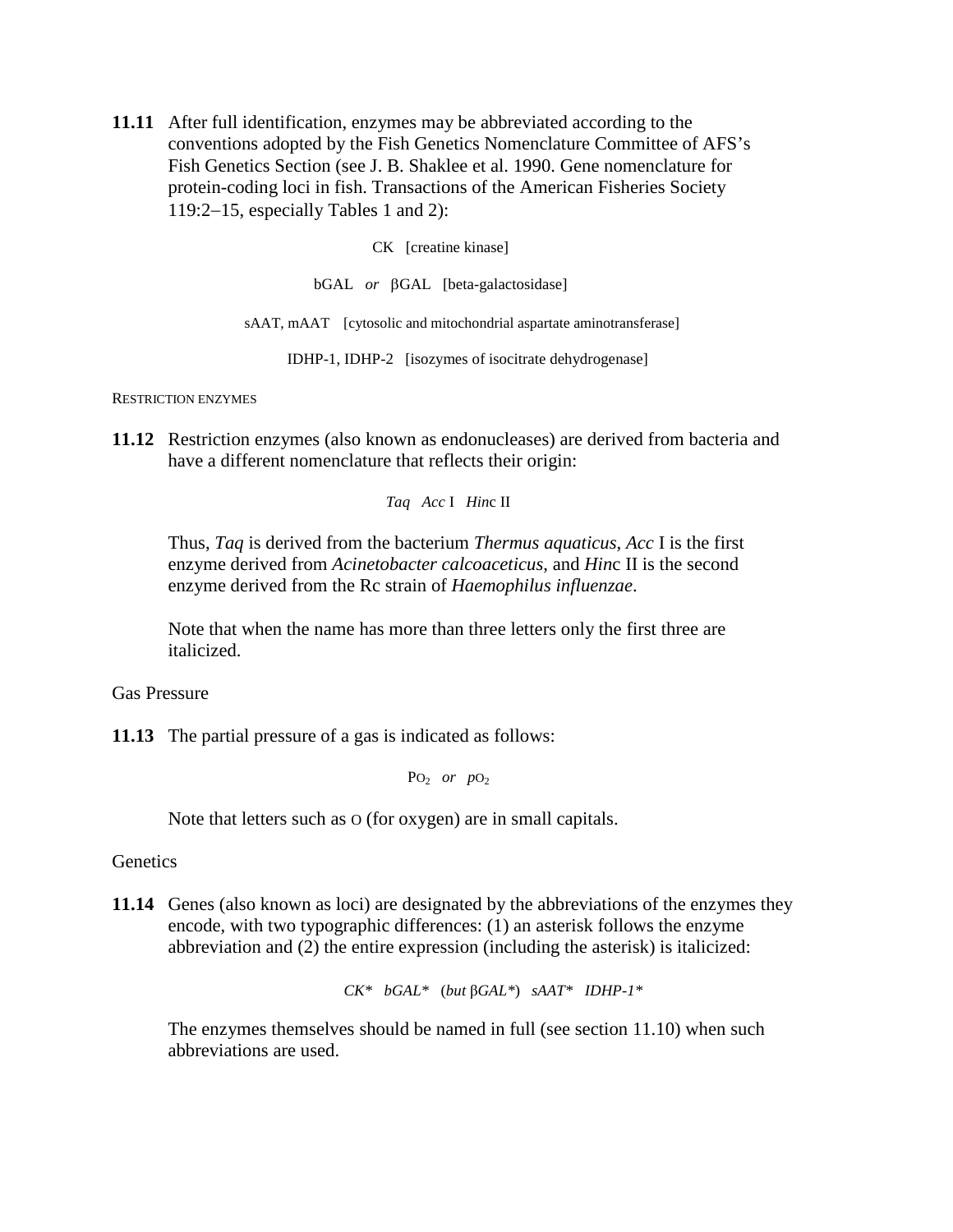**11.11** After full identification, enzymes may be abbreviated according to the conventions adopted by the Fish Genetics Nomenclature Committee of AFS's Fish Genetics Section (see J. B. Shaklee et al. 1990. Gene nomenclature for protein-coding loci in fish. Transactions of the American Fisheries Society 119:2–15, especially Tables 1 and 2):

CK [creatine kinase]

bGAL *or* βGAL [beta-galactosidase]

sAAT, mAAT [cytosolic and mitochondrial aspartate aminotransferase]

IDHP-1, IDHP-2 [isozymes of isocitrate dehydrogenase]

RESTRICTION ENZYMES

**11.12** Restriction enzymes (also known as endonucleases) are derived from bacteria and have a different nomenclature that reflects their origin:

*Taq* *Acc* I *Hin*c II

Thus, *Taq* is derived from the bacterium *Thermus aquaticus*, *Acc* I is the first enzyme derived from *Acinetobacter calcoaceticus*, and *Hin*c II is the second enzyme derived from the Rc strain of *Haemophilus influenzae*.

Note that when the name has more than three letters only the first three are italicized.

Gas Pressure

**11.13** The partial pressure of a gas is indicated as follows:

$P_{O_2}$ *or* $p_{O_2}$

Note that letters such as O (for oxygen) are in small capitals.

Genetics

**11.14** Genes (also known as loci) are designated by the abbreviations of the enzymes they encode, with two typographic differences: (1) an asterisk follows the enzyme abbreviation and (2) the entire expression (including the asterisk) is italicized:

*CK** *bGAL** (*but* β*GAL**) *sAAT** *IDHP-1**

The enzymes themselves should be named in full (see section 11.10) when such abbreviations are used.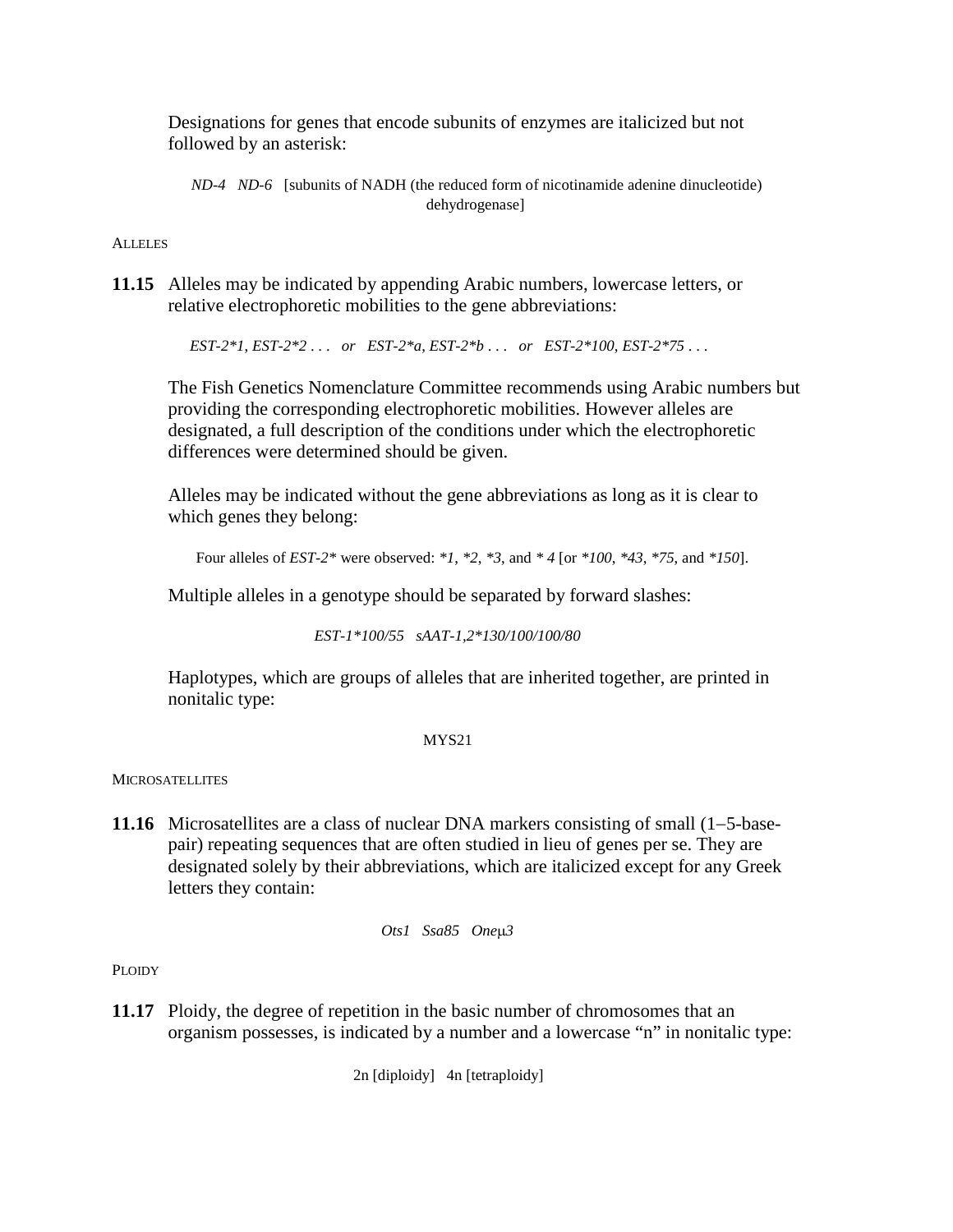Designations for genes that encode subunits of enzymes are italicized but not followed by an asterisk:

*ND-4*   *ND-6*   [subunits of NADH (the reduced form of nicotinamide adenine dinucleotide) dehydrogenase]

ALLELES

**11.15** Alleles may be indicated by appending Arabic numbers, lowercase letters, or relative electrophoretic mobilities to the gene abbreviations:

*EST-2*1*, *EST-2*2 . . .*   *or*   *EST-2*a*, *EST-2*b . . .*   *or*   *EST-2*100*, *EST-2*75 . . .*

The Fish Genetics Nomenclature Committee recommends using Arabic numbers but providing the corresponding electrophoretic mobilities. However alleles are designated, a full description of the conditions under which the electrophoretic differences were determined should be given.

Alleles may be indicated without the gene abbreviations as long as it is clear to which genes they belong:

Four alleles of *EST-2** were observed: **1*, **2*, **3*, and ** 4* [or **100*, **43*, **75*, and **150*].

Multiple alleles in a genotype should be separated by forward slashes:

*EST-1*100/55*   *sAAT-1,2*130/100/100/80*

Haplotypes, which are groups of alleles that are inherited together, are printed in nonitalic type:

MYS21

MICROSATELLITES

**11.16** Microsatellites are a class of nuclear DNA markers consisting of small (1–5-base-pair) repeating sequences that are often studied in lieu of genes per se. They are designated solely by their abbreviations, which are italicized except for any Greek letters they contain:

*Ots1*   *Ssa85*   *One*μ*3*

PLOIDY

**11.17** Ploidy, the degree of repetition in the basic number of chromosomes that an organism possesses, is indicated by a number and a lowercase "n" in nonitalic type:

2n [diploidy]   4n [tetraploidy]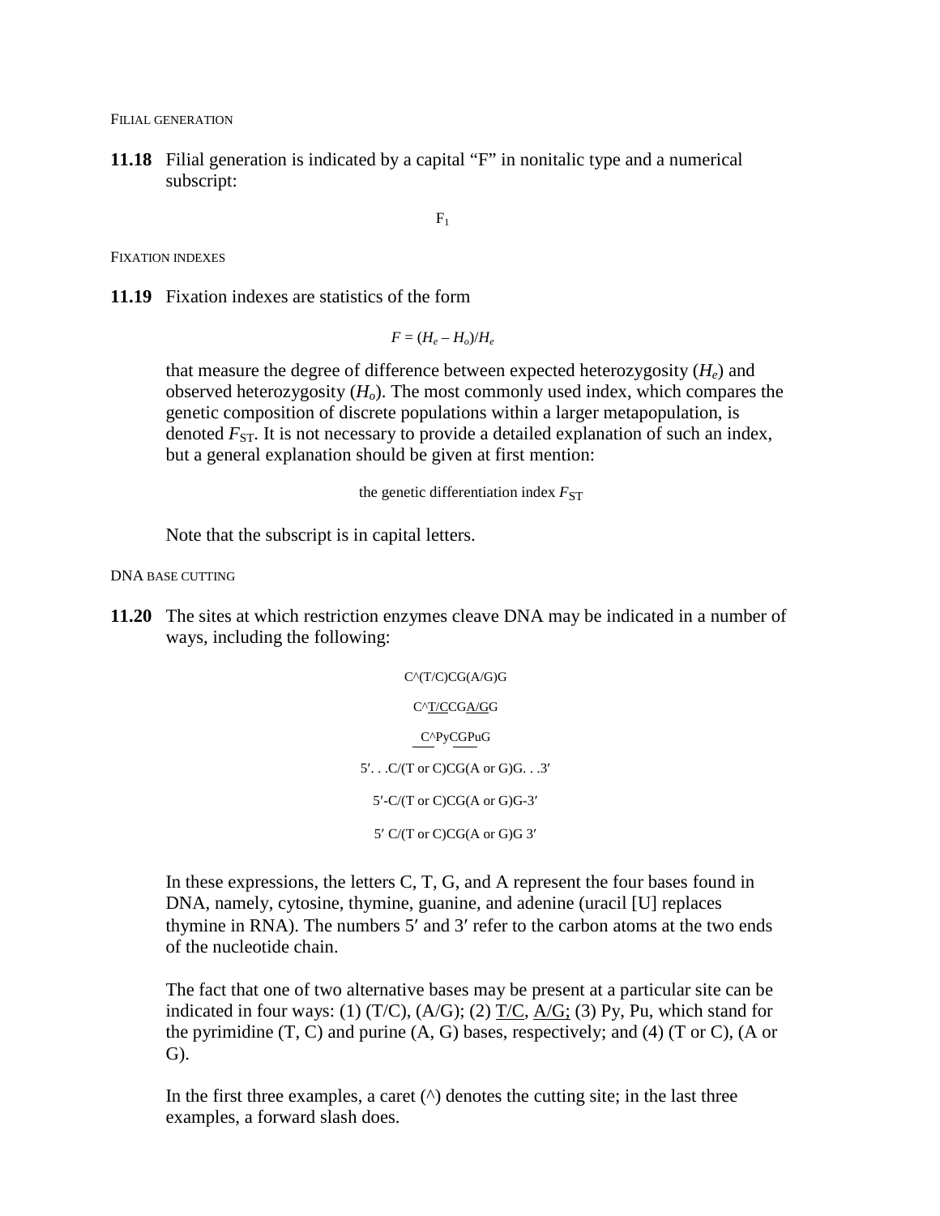FILIAL GENERATION

**11.18** Filial generation is indicated by a capital “F” in nonitalic type and a numerical subscript:

$$\mathrm{F}_1$$

FIXATION INDEXES

**11.19** Fixation indexes are statistics of the form

$$F = (H_e – H_o)/H_e$$

that measure the degree of difference between expected heterozygosity ($H_e$) and observed heterozygosity ($H_o$). The most commonly used index, which compares the genetic composition of discrete populations within a larger metapopulation, is denoted $F_{\mathrm{ST}}$. It is not necessary to provide a detailed explanation of such an index, but a general explanation should be given at first mention:

the genetic differentiation index $F_{\mathrm{ST}}$

Note that the subscript is in capital letters.

DNA BASE CUTTING

**11.20** The sites at which restriction enzymes cleave DNA may be indicated in a number of ways, including the following:

C^(T/C)CG(A/G)G

C^<u>T/C</u>CG<u>A/G</u>G

<u>C^</u>Py<u>CG</u>PuG

5′. . .C/(T or C)CG(A or G)G. . .3′

5′-C/(T or C)CG(A or G)G-3′

5′ C/(T or C)CG(A or G)G 3′

In these expressions, the letters C, T, G, and A represent the four bases found in DNA, namely, cytosine, thymine, guanine, and adenine (uracil [U] replaces thymine in RNA). The numbers 5′ and 3′ refer to the carbon atoms at the two ends of the nucleotide chain.

The fact that one of two alternative bases may be present at a particular site can be indicated in four ways: (1) (T/C), (A/G); (2) <u>T/C</u>, <u>A/G;</u> (3) Py, Pu, which stand for the pyrimidine (T, C) and purine (A, G) bases, respectively; and (4) (T or C), (A or G).

In the first three examples, a caret (^) denotes the cutting site; in the last three examples, a forward slash does.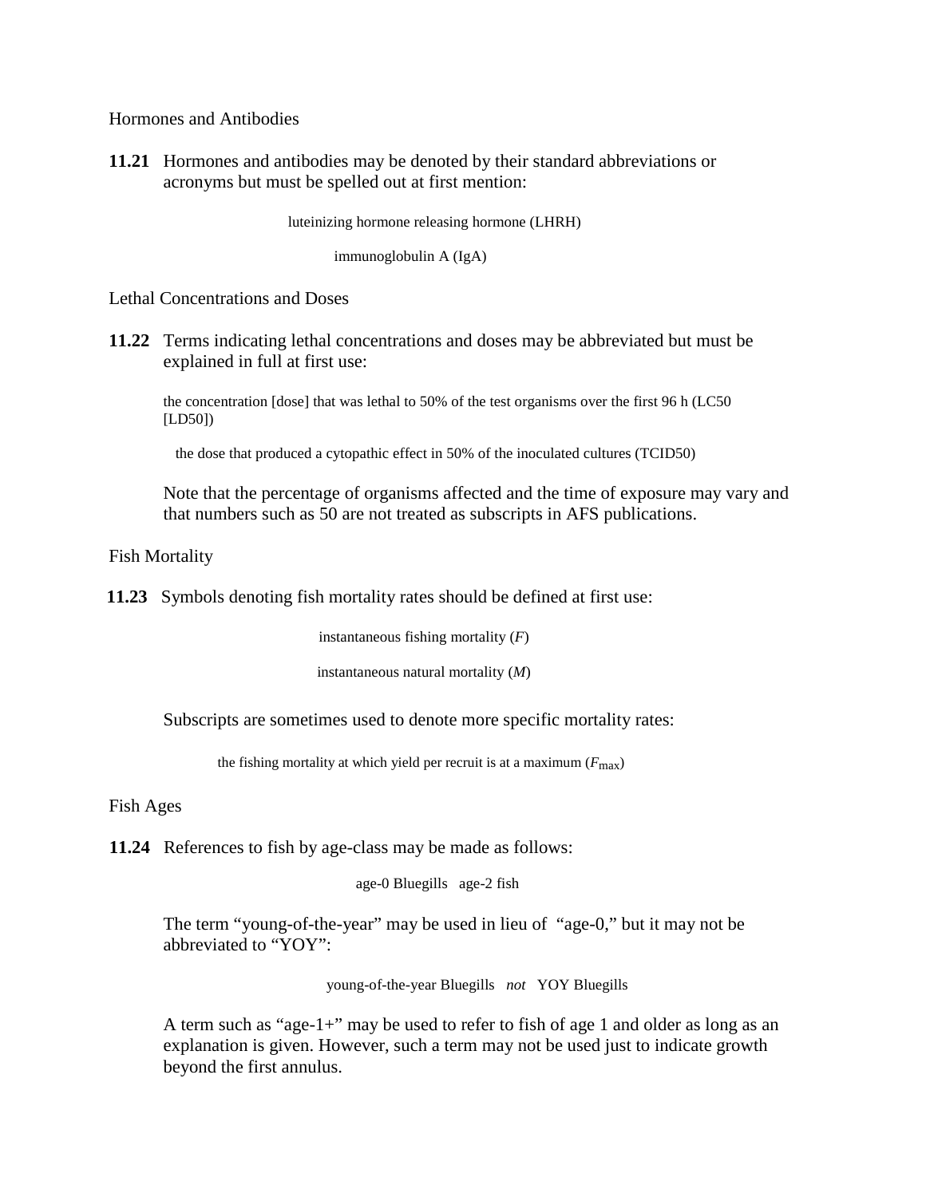## Hormones and Antibodies

**11.21** Hormones and antibodies may be denoted by their standard abbreviations or acronyms but must be spelled out at first mention:

luteinizing hormone releasing hormone (LHRH)

immunoglobulin A (IgA)

## Lethal Concentrations and Doses

**11.22** Terms indicating lethal concentrations and doses may be abbreviated but must be explained in full at first use:

the concentration [dose] that was lethal to 50% of the test organisms over the first 96 h (LC50 [LD50])

the dose that produced a cytopathic effect in 50% of the inoculated cultures (TCID50)

Note that the percentage of organisms affected and the time of exposure may vary and that numbers such as 50 are not treated as subscripts in AFS publications.

## Fish Mortality

**11.23** Symbols denoting fish mortality rates should be defined at first use:

instantaneous fishing mortality ($F$)

instantaneous natural mortality ($M$)

Subscripts are sometimes used to denote more specific mortality rates:

the fishing mortality at which yield per recruit is at a maximum ($F_{\text{max}}$)

## Fish Ages

**11.24** References to fish by age-class may be made as follows:

age-0 Bluegills   age-2 fish

The term "young-of-the-year" may be used in lieu of "age-0," but it may not be abbreviated to "YOY":

young-of-the-year Bluegills *not* YOY Bluegills

A term such as "age-1+" may be used to refer to fish of age 1 and older as long as an explanation is given. However, such a term may not be used just to indicate growth beyond the first annulus.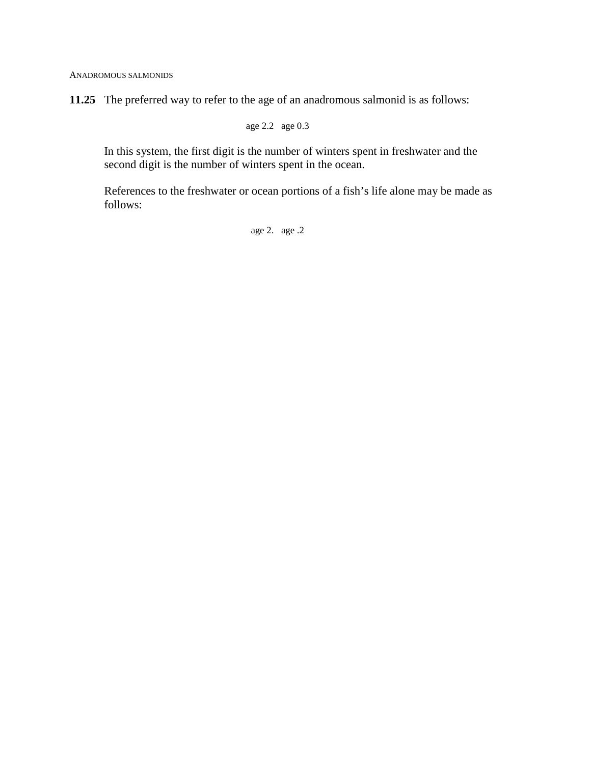ANADROMOUS SALMONIDS

**11.25** The preferred way to refer to the age of an anadromous salmonid is as follows:

age 2.2   age 0.3

In this system, the first digit is the number of winters spent in freshwater and the second digit is the number of winters spent in the ocean.

References to the freshwater or ocean portions of a fish's life alone may be made as follows:

age 2.   age .2